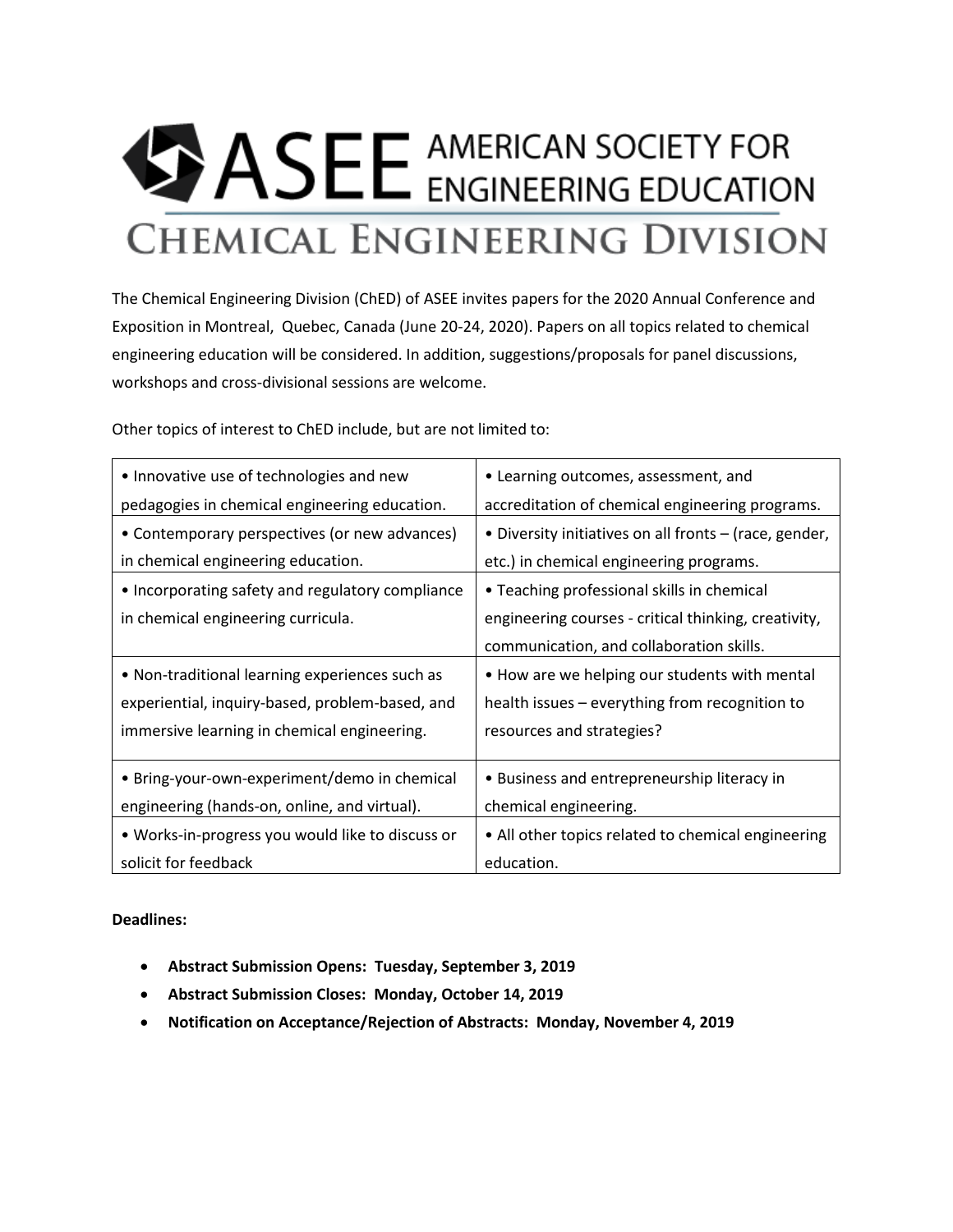# ASEE AMERICAN SOCIETY FOR ENGINEERING EDUCATION

# CHEMICAL ENGINEERING DIVISION

The Chemical Engineering Division (ChED) of ASEE invites papers for the 2020 Annual Conference and Exposition in Montreal, Quebec, Canada (June 20-24, 2020). Papers on all topics related to chemical engineering education will be considered. In addition, suggestions/proposals for panel discussions, workshops and cross-divisional sessions are welcome.

Other topics of interest to ChED include, but are not limited to:

| | |
|---|---|
| • Innovative use of technologies and new pedagogies in chemical engineering education. | • Learning outcomes, assessment, and accreditation of chemical engineering programs. |
| • Contemporary perspectives (or new advances) in chemical engineering education. | • Diversity initiatives on all fronts – (race, gender, etc.) in chemical engineering programs. |
| • Incorporating safety and regulatory compliance in chemical engineering curricula. | • Teaching professional skills in chemical engineering courses - critical thinking, creativity, communication, and collaboration skills. |
| • Non-traditional learning experiences such as experiential, inquiry-based, problem-based, and immersive learning in chemical engineering. | • How are we helping our students with mental health issues – everything from recognition to resources and strategies? |
| • Bring-your-own-experiment/demo in chemical engineering (hands-on, online, and virtual). | • Business and entrepreneurship literacy in chemical engineering. |
| • Works-in-progress you would like to discuss or solicit for feedback | • All other topics related to chemical engineering education. |

**Deadlines:**

- **Abstract Submission Opens: Tuesday, September 3, 2019**
- **Abstract Submission Closes: Monday, October 14, 2019**
- **Notification on Acceptance/Rejection of Abstracts: Monday, November 4, 2019**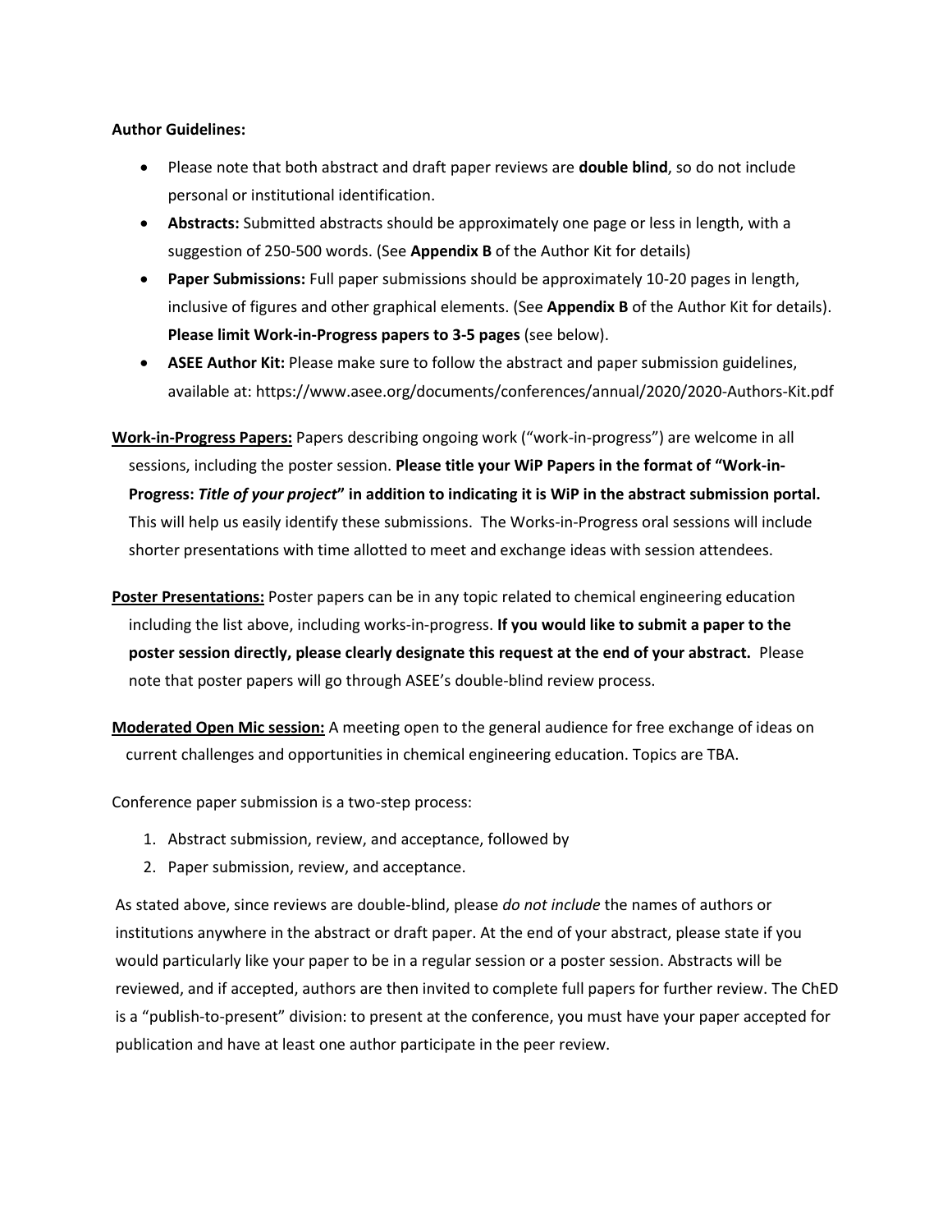**Author Guidelines:**

- Please note that both abstract and draft paper reviews are **double blind**, so do not include personal or institutional identification.
- **Abstracts:** Submitted abstracts should be approximately one page or less in length, with a suggestion of 250-500 words. (See **Appendix B** of the Author Kit for details)
- **Paper Submissions:** Full paper submissions should be approximately 10-20 pages in length, inclusive of figures and other graphical elements. (See **Appendix B** of the Author Kit for details). **Please limit Work-in-Progress papers to 3-5 pages** (see below).
- **ASEE Author Kit:** Please make sure to follow the abstract and paper submission guidelines, available at: https://www.asee.org/documents/conferences/annual/2020/2020-Authors-Kit.pdf

**Work-in-Progress Papers:** Papers describing ongoing work ("work-in-progress") are welcome in all sessions, including the poster session. **Please title your WiP Papers in the format of "Work-in-Progress: *Title of your project*" in addition to indicating it is WiP in the abstract submission portal.** This will help us easily identify these submissions. The Works-in-Progress oral sessions will include shorter presentations with time allotted to meet and exchange ideas with session attendees.

**Poster Presentations:** Poster papers can be in any topic related to chemical engineering education including the list above, including works-in-progress. **If you would like to submit a paper to the poster session directly, please clearly designate this request at the end of your abstract.** Please note that poster papers will go through ASEE's double-blind review process.

**Moderated Open Mic session:** A meeting open to the general audience for free exchange of ideas on current challenges and opportunities in chemical engineering education. Topics are TBA.

Conference paper submission is a two-step process:

1. Abstract submission, review, and acceptance, followed by
2. Paper submission, review, and acceptance.

As stated above, since reviews are double-blind, please *do not include* the names of authors or institutions anywhere in the abstract or draft paper. At the end of your abstract, please state if you would particularly like your paper to be in a regular session or a poster session. Abstracts will be reviewed, and if accepted, authors are then invited to complete full papers for further review. The ChED is a "publish-to-present" division: to present at the conference, you must have your paper accepted for publication and have at least one author participate in the peer review.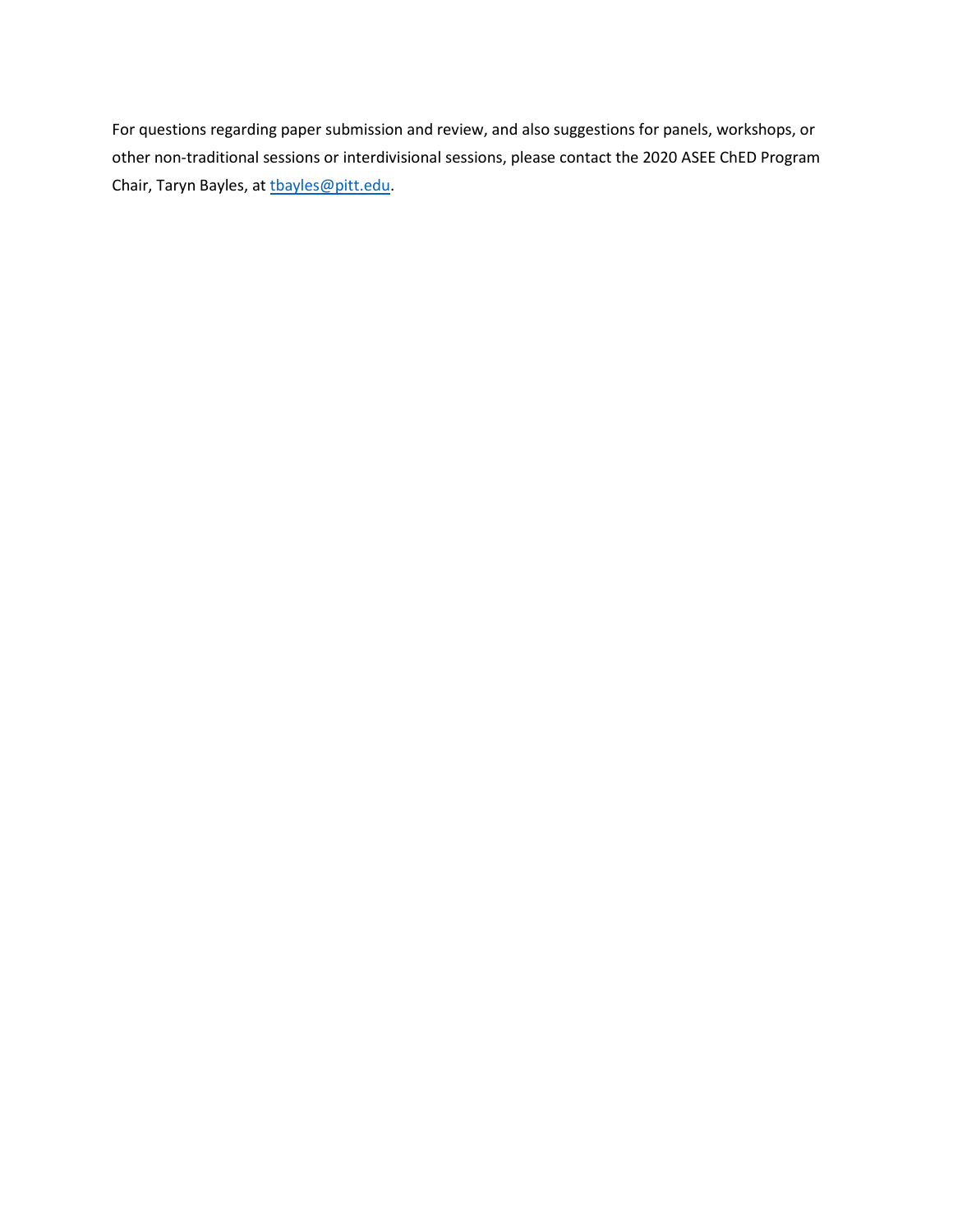For questions regarding paper submission and review, and also suggestions for panels, workshops, or other non-traditional sessions or interdivisional sessions, please contact the 2020 ASEE ChED Program Chair, Taryn Bayles, at [tbayles@pitt.edu](mailto:tbayles@pitt.edu).